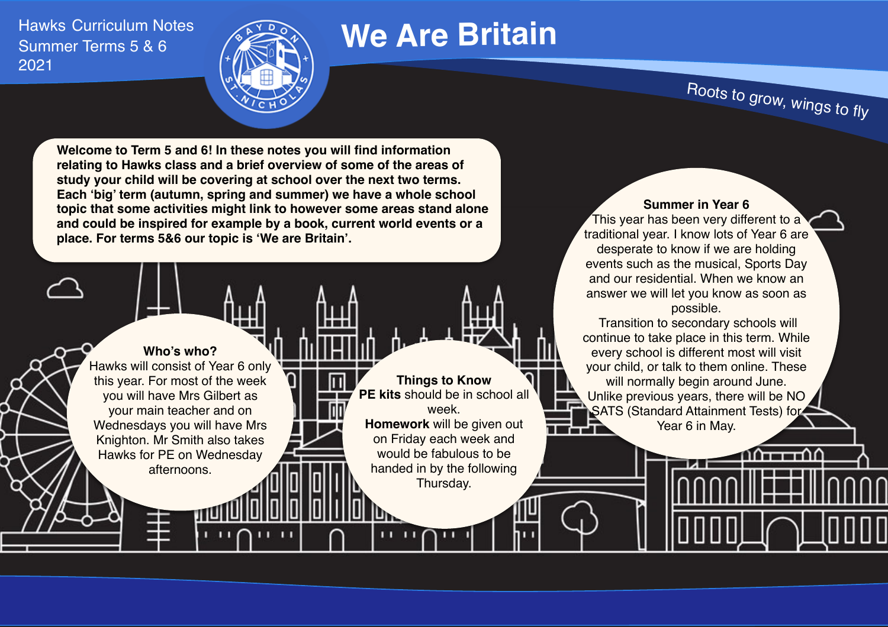Hawks Curriculum Notes
Summer Terms 5 & 6
2021

# We Are Britain

*Roots to grow, wings to fly*

**Welcome to Term 5 and 6! In these notes you will find information relating to Hawks class and a brief overview of some of the areas of study your child will be covering at school over the next two terms. Each 'big' term (autumn, spring and summer) we have a whole school topic that some activities might link to however some areas stand alone and could be inspired for example by a book, current world events or a place. For terms 5&6 our topic is 'We are Britain'.**

### Who's who?

Hawks will consist of Year 6 only this year. For most of the week you will have Mrs Gilbert as your main teacher and on Wednesdays you will have Mrs Knighton. Mr Smith also takes Hawks for PE on Wednesday afternoons.

### Things to Know

**PE kits** should be in school all week.

**Homework** will be given out on Friday each week and would be fabulous to be handed in by the following Thursday.

### Summer in Year 6

This year has been very different to a traditional year. I know lots of Year 6 are desperate to know if we are holding events such as the musical, Sports Day and our residential. When we know an answer we will let you know as soon as possible.

Transition to secondary schools will continue to take place in this term. While every school is different most will visit your child, or talk to them online. These will normally begin around June.

Unlike previous years, there will be NO SATS (Standard Attainment Tests) for Year 6 in May.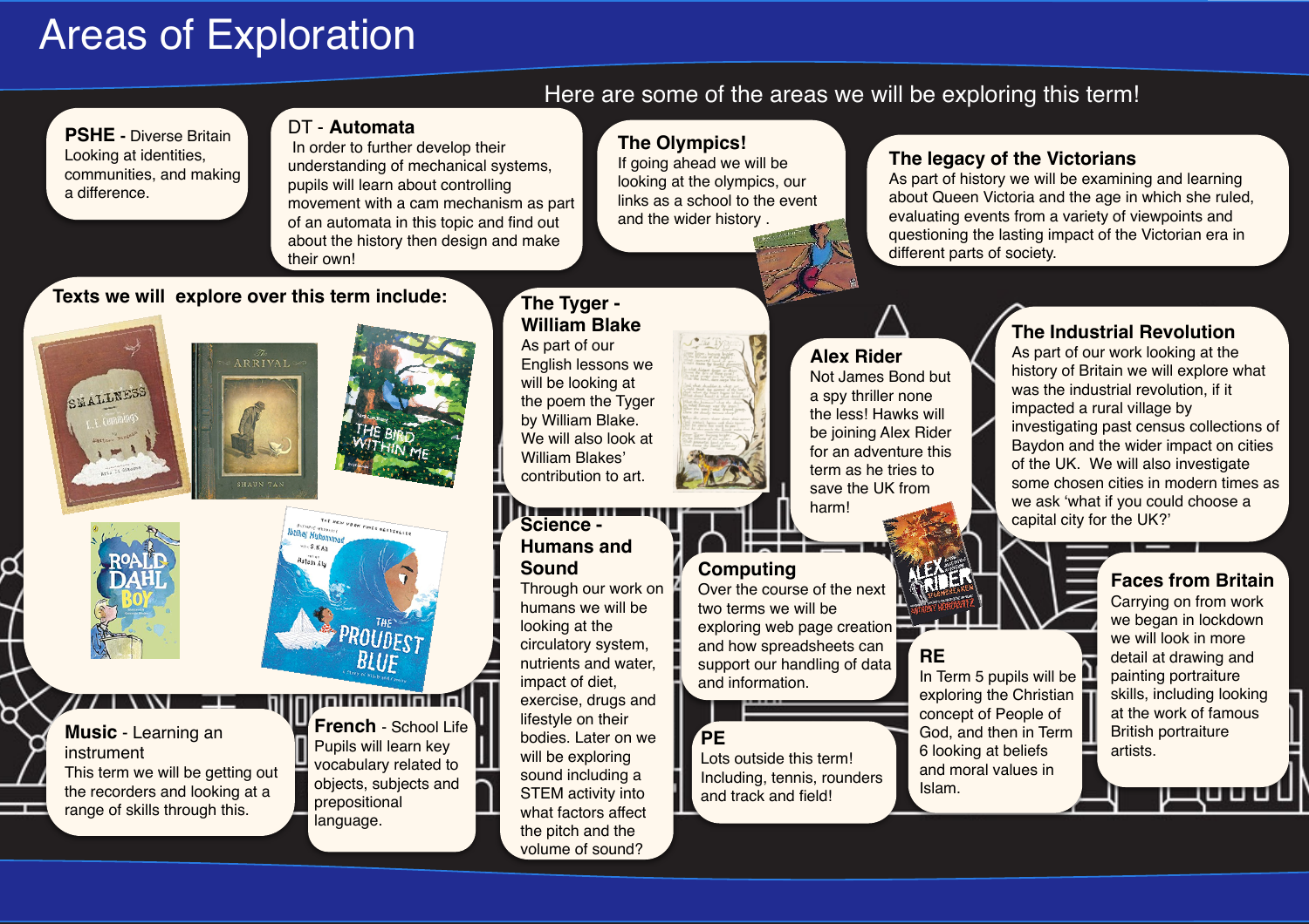# Areas of Exploration

Here are some of the areas we will be exploring this term!

**PSHE** - Diverse Britain
Looking at identities, communities, and making a difference.

DT - **Automata**
In order to further develop their understanding of mechanical systems, pupils will learn about controlling movement with a cam mechanism as part of an automata in this topic and find out about the history then design and make their own!

**The Olympics!**
If going ahead we will be looking at the olympics, our links as a school to the event and the wider history .

**The legacy of the Victorians**
As part of history we will be examining and learning about Queen Victoria and the age in which she ruled, evaluating events from a variety of viewpoints and questioning the lasting impact of the Victorian era in different parts of society.

**Texts we will explore over this term include:**

**The Tyger - William Blake**
As part of our English lessons we will be looking at the poem the Tyger by William Blake. We will also look at William Blakes' contribution to art.

**Alex Rider**
Not James Bond but a spy thriller none the less! Hawks will be joining Alex Rider for an adventure this term as he tries to save the UK from harm!

**The Industrial Revolution**
As part of our work looking at the history of Britain we will explore what was the industrial revolution, if it impacted a rural village by investigating past census collections of Baydon and the wider impact on cities of the UK. We will also investigate some chosen cities in modern times as we ask 'what if you could choose a capital city for the UK?'

**Science - Humans and Sound**
Through our work on humans we will be looking at the circulatory system, nutrients and water, impact of diet, exercise, drugs and lifestyle on their bodies. Later on we will be exploring sound including a STEM activity into what factors affect the pitch and the volume of sound?

**Computing**
Over the course of the next two terms we will be exploring web page creation and how spreadsheets can support our handling of data and information.

**Faces from Britain**
Carrying on from work we began in lockdown we will look in more detail at drawing and painting portraiture skills, including looking at the work of famous British portraiture artists.

**Music** - Learning an instrument
This term we will be getting out the recorders and looking at a range of skills through this.

**French** - School Life
Pupils will learn key vocabulary related to objects, subjects and prepositional language.

**PE**
Lots outside this term! Including, tennis, rounders and track and field!

**RE**
In Term 5 pupils will be exploring the Christian concept of People of God, and then in Term 6 looking at beliefs and moral values in Islam.